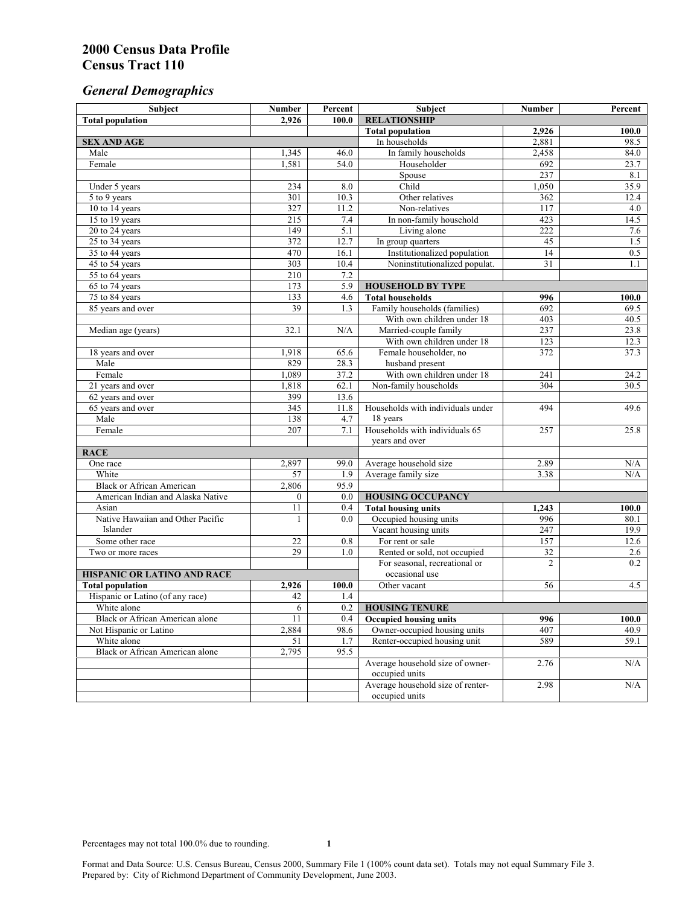# 2000 Census Data Profile
# Census Tract 110

## *General Demographics*

| Subject | Number | Percent |
|---|---|---|
| **Total population** | **2,926** | **100.0** |
| | | |
| **SEX AND AGE** | | |
| Male | 1,345 | 46.0 |
| Female | 1,581 | 54.0 |
| | | |
| Under 5 years | 234 | 8.0 |
| 5 to 9 years | 301 | 10.3 |
| 10 to 14 years | 327 | 11.2 |
| 15 to 19 years | 215 | 7.4 |
| 20 to 24 years | 149 | 5.1 |
| 25 to 34 years | 372 | 12.7 |
| 35 to 44 years | 470 | 16.1 |
| 45 to 54 years | 303 | 10.4 |
| 55 to 64 years | 210 | 7.2 |
| 65 to 74 years | 173 | 5.9 |
| 75 to 84 years | 133 | 4.6 |
| 85 years and over | 39 | 1.3 |
| | | |
| Median age (years) | 32.1 | N/A |
| | | |
| 18 years and over | 1,918 | 65.6 |
| Male | 829 | 28.3 |
| Female | 1,089 | 37.2 |
| 21 years and over | 1,818 | 62.1 |
| 62 years and over | 399 | 13.6 |
| 65 years and over | 345 | 11.8 |
| Male | 138 | 4.7 |
| Female | 207 | 7.1 |
| | | |
| **RACE** | | |
| One race | 2,897 | 99.0 |
| White | 57 | 1.9 |
| Black or African American | 2,806 | 95.9 |
| American Indian and Alaska Native | 0 | 0.0 |
| Asian | 11 | 0.4 |
| Native Hawaiian and Other Pacific Islander | 1 | 0.0 |
| Some other race | 22 | 0.8 |
| Two or more races | 29 | 1.0 |
| | | |
| **HISPANIC OR LATINO AND RACE** | | |
| **Total population** | **2,926** | **100.0** |
| Hispanic or Latino (of any race) | 42 | 1.4 |
| White alone | 6 | 0.2 |
| Black or African American alone | 11 | 0.4 |
| Not Hispanic or Latino | 2,884 | 98.6 |
| White alone | 51 | 1.7 |
| Black or African American alone | 2,795 | 95.5 |

| Subject | Number | Percent |
|---|---|---|
| **RELATIONSHIP** | | |
| **Total population** | **2,926** | **100.0** |
| In households | 2,881 | 98.5 |
| In family households | 2,458 | 84.0 |
| Householder | 692 | 23.7 |
| Spouse | 237 | 8.1 |
| Child | 1,050 | 35.9 |
| Other relatives | 362 | 12.4 |
| Non-relatives | 117 | 4.0 |
| In non-family household | 423 | 14.5 |
| Living alone | 222 | 7.6 |
| In group quarters | 45 | 1.5 |
| Institutionalized population | 14 | 0.5 |
| Noninstitutionalized populat. | 31 | 1.1 |
| | | |
| **HOUSEHOLD BY TYPE** | | |
| **Total households** | **996** | **100.0** |
| Family households (families) | 692 | 69.5 |
| With own children under 18 | 403 | 40.5 |
| Married-couple family | 237 | 23.8 |
| With own children under 18 | 123 | 12.3 |
| Female householder, no husband present | 372 | 37.3 |
| With own children under 18 | 241 | 24.2 |
| Non-family households | 304 | 30.5 |
| | | |
| Households with individuals under 18 years | 494 | 49.6 |
| Households with individuals 65 years and over | 257 | 25.8 |
| | | |
| Average household size | 2.89 | N/A |
| Average family size | 3.38 | N/A |
| | | |
| **HOUSING OCCUPANCY** | | |
| **Total housing units** | **1,243** | **100.0** |
| Occupied housing units | 996 | 80.1 |
| Vacant housing units | 247 | 19.9 |
| For rent or sale | 157 | 12.6 |
| Rented or sold, not occupied | 32 | 2.6 |
| For seasonal, recreational or occasional use | 2 | 0.2 |
| Other vacant | 56 | 4.5 |
| | | |
| **HOUSING TENURE** | | |
| **Occupied housing units** | **996** | **100.0** |
| Owner-occupied housing units | 407 | 40.9 |
| Renter-occupied housing unit | 589 | 59.1 |
| | | |
| Average household size of owner-occupied units | 2.76 | N/A |
| Average household size of renter-occupied units | 2.98 | N/A |

Percentages may not total 100.0% due to rounding.

Format and Data Source: U.S. Census Bureau, Census 2000, Summary File 1 (100% count data set). Totals may not equal Summary File 3.
Prepared by: City of Richmond Department of Community Development, June 2003.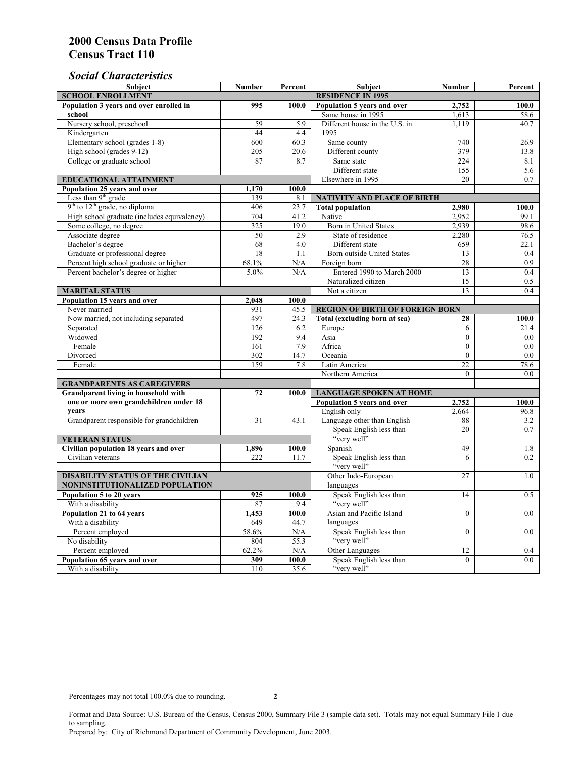# 2000 Census Data Profile
# Census Tract 110

## *Social Characteristics*

| Subject | Number | Percent |
|---|---|---|
| **SCHOOL ENROLLMENT** | | |
| **Population 3 years and over enrolled in school** | **995** | **100.0** |
| Nursery school, preschool | 59 | 5.9 |
| Kindergarten | 44 | 4.4 |
| Elementary school (grades 1-8) | 600 | 60.3 |
| High school (grades 9-12) | 205 | 20.6 |
| College or graduate school | 87 | 8.7 |
| **EDUCATIONAL ATTAINMENT** | | |
| **Population 25 years and over** | **1,170** | **100.0** |
| Less than 9th grade | 139 | 8.1 |
| 9th to 12th grade, no diploma | 406 | 23.7 |
| High school graduate (includes equivalency) | 704 | 41.2 |
| Some college, no degree | 325 | 19.0 |
| Associate degree | 50 | 2.9 |
| Bachelor's degree | 68 | 4.0 |
| Graduate or professional degree | 18 | 1.1 |
| Percent high school graduate or higher | 68.1% | N/A |
| Percent bachelor's degree or higher | 5.0% | N/A |
| **MARITAL STATUS** | | |
| **Population 15 years and over** | **2,048** | **100.0** |
| Never married | 931 | 45.5 |
| Now married, not including separated | 497 | 24.3 |
| Separated | 126 | 6.2 |
| Widowed | 192 | 9.4 |
| Female | 161 | 7.9 |
| Divorced | 302 | 14.7 |
| Female | 159 | 7.8 |
| **GRANDPARENTS AS CAREGIVERS** | | |
| **Grandparent living in household with one or more own grandchildren under 18 years** | **72** | **100.0** |
| Grandparent responsible for grandchildren | 31 | 43.1 |
| **VETERAN STATUS** | | |
| **Civilian population 18 years and over** | **1,896** | **100.0** |
| Civilian veterans | 222 | 11.7 |
| **DISABILITY STATUS OF THE CIVILIAN NONINSTITUTIONALIZED POPULATION** | | |
| **Population 5 to 20 years** | **925** | **100.0** |
| With a disability | 87 | 9.4 |
| **Population 21 to 64 years** | **1,453** | **100.0** |
| With a disability | 649 | 44.7 |
| Percent employed | 58.6% | N/A |
| No disability | 804 | 55.3 |
| Percent employed | 62.2% | N/A |
| **Population 65 years and over** | **309** | **100.0** |
| With a disability | 110 | 35.6 |

| Subject | Number | Percent |
|---|---|---|
| **RESIDENCE IN 1995** | | |
| **Population 5 years and over** | **2,752** | **100.0** |
| Same house in 1995 | 1,613 | 58.6 |
| Different house in the U.S. in 1995 | 1,119 | 40.7 |
| Same county | 740 | 26.9 |
| Different county | 379 | 13.8 |
| Same state | 224 | 8.1 |
| Different state | 155 | 5.6 |
| Elsewhere in 1995 | 20 | 0.7 |
| **NATIVITY AND PLACE OF BIRTH** | | |
| **Total population** | **2,980** | **100.0** |
| Native | 2,952 | 99.1 |
| Born in United States | 2,939 | 98.6 |
| State of residence | 2,280 | 76.5 |
| Different state | 659 | 22.1 |
| Born outside United States | 13 | 0.4 |
| Foreign born | 28 | 0.9 |
| Entered 1990 to March 2000 | 13 | 0.4 |
| Naturalized citizen | 15 | 0.5 |
| Not a citizen | 13 | 0.4 |
| **REGION OF BIRTH OF FOREIGN BORN** | | |
| **Total (excluding born at sea)** | **28** | **100.0** |
| Europe | 6 | 21.4 |
| Asia | 0 | 0.0 |
| Africa | 0 | 0.0 |
| Oceania | 0 | 0.0 |
| Latin America | 22 | 78.6 |
| Northern America | 0 | 0.0 |
| **LANGUAGE SPOKEN AT HOME** | | |
| **Population 5 years and over** | **2,752** | **100.0** |
| English only | 2,664 | 96.8 |
| Language other than English | 88 | 3.2 |
| Speak English less than "very well" | 20 | 0.7 |
| Spanish | 49 | 1.8 |
| Speak English less than "very well" | 6 | 0.2 |
| Other Indo-European languages | 27 | 1.0 |
| Speak English less than "very well" | 14 | 0.5 |
| Asian and Pacific Island languages | 0 | 0.0 |
| Speak English less than "very well" | 0 | 0.0 |
| Other Languages | 12 | 0.4 |
| Speak English less than "very well" | 0 | 0.0 |

Percentages may not total 100.0% due to rounding.

Format and Data Source: U.S. Bureau of the Census, Census 2000, Summary File 3 (sample data set). Totals may not equal Summary File 1 due to sampling.
Prepared by: City of Richmond Department of Community Development, June 2003.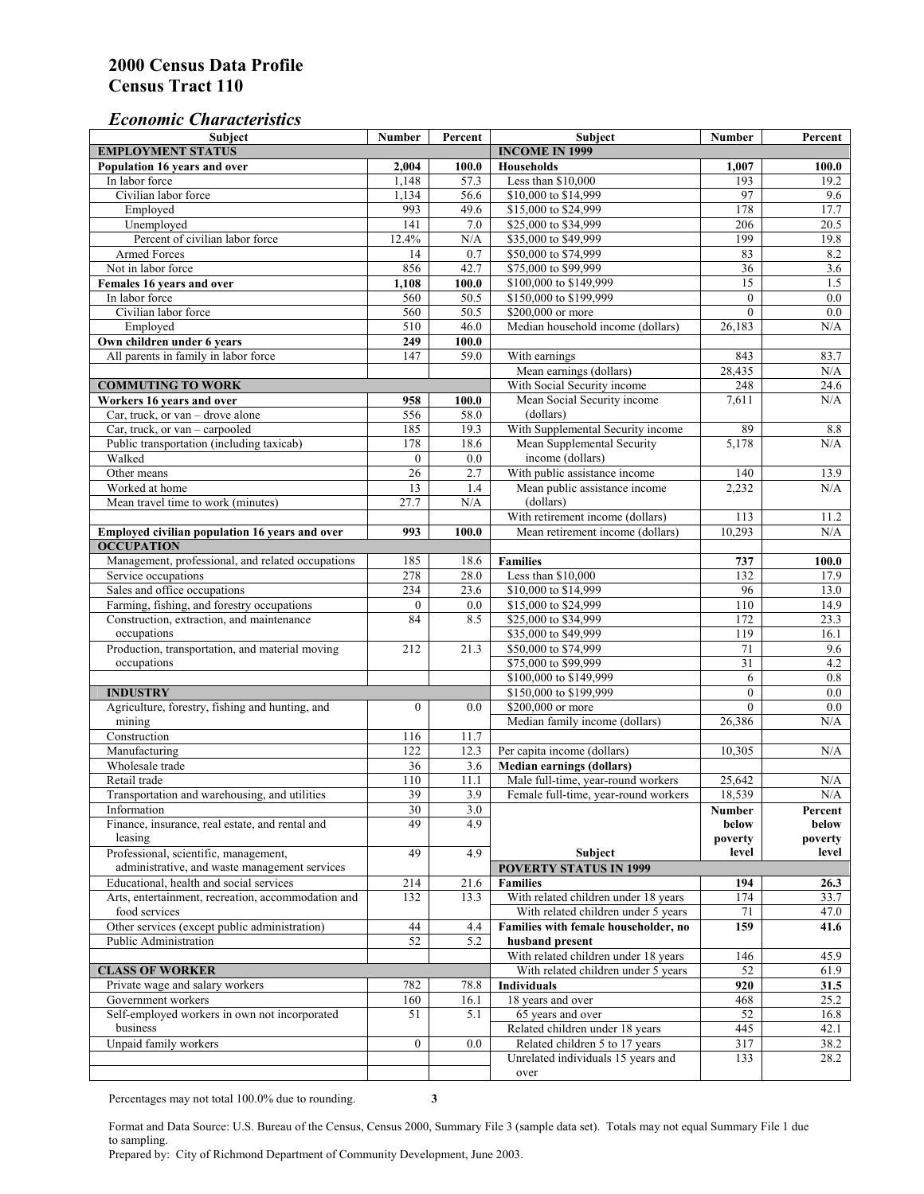# 2000 Census Data Profile
# Census Tract 110

## *Economic Characteristics*

| Subject | Number | Percent |
|---|---|---|
| **EMPLOYMENT STATUS** | | |
| **Population 16 years and over** | **2,004** | **100.0** |
| In labor force | 1,148 | 57.3 |
| Civilian labor force | 1,134 | 56.6 |
| Employed | 993 | 49.6 |
| Unemployed | 141 | 7.0 |
| Percent of civilian labor force | 12.4% | N/A |
| Armed Forces | 14 | 0.7 |
| Not in labor force | 856 | 42.7 |
| **Females 16 years and over** | **1,108** | **100.0** |
| In labor force | 560 | 50.5 |
| Civilian labor force | 560 | 50.5 |
| Employed | 510 | 46.0 |
| **Own children under 6 years** | **249** | **100.0** |
| All parents in family in labor force | 147 | 59.0 |
| **COMMUTING TO WORK** | | |
| **Workers 16 years and over** | **958** | **100.0** |
| Car, truck, or van – drove alone | 556 | 58.0 |
| Car, truck, or van – carpooled | 185 | 19.3 |
| Public transportation (including taxicab) | 178 | 18.6 |
| Walked | 0 | 0.0 |
| Other means | 26 | 2.7 |
| Worked at home | 13 | 1.4 |
| Mean travel time to work (minutes) | 27.7 | N/A |
| **Employed civilian population 16 years and over** | **993** | **100.0** |
| **OCCUPATION** | | |
| Management, professional, and related occupations | 185 | 18.6 |
| Service occupations | 278 | 28.0 |
| Sales and office occupations | 234 | 23.6 |
| Farming, fishing, and forestry occupations | 0 | 0.0 |
| Construction, extraction, and maintenance occupations | 84 | 8.5 |
| Production, transportation, and material moving occupations | 212 | 21.3 |
| **INDUSTRY** | | |
| Agriculture, forestry, fishing and hunting, and mining | 0 | 0.0 |
| Construction | 116 | 11.7 |
| Manufacturing | 122 | 12.3 |
| Wholesale trade | 36 | 3.6 |
| Retail trade | 110 | 11.1 |
| Transportation and warehousing, and utilities | 39 | 3.9 |
| Information | 30 | 3.0 |
| Finance, insurance, real estate, and rental and leasing | 49 | 4.9 |
| Professional, scientific, management, administrative, and waste management services | 49 | 4.9 |
| Educational, health and social services | 214 | 21.6 |
| Arts, entertainment, recreation, accommodation and food services | 132 | 13.3 |
| Other services (except public administration) | 44 | 4.4 |
| Public Administration | 52 | 5.2 |
| **CLASS OF WORKER** | | |
| Private wage and salary workers | 782 | 78.8 |
| Government workers | 160 | 16.1 |
| Self-employed workers in own not incorporated business | 51 | 5.1 |
| Unpaid family workers | 0 | 0.0 |

| Subject | Number | Percent |
|---|---|---|
| **INCOME IN 1999** | | |
| **Households** | **1,007** | **100.0** |
| Less than $10,000 | 193 | 19.2 |
| $10,000 to $14,999 | 97 | 9.6 |
| $15,000 to $24,999 | 178 | 17.7 |
| $25,000 to $34,999 | 206 | 20.5 |
| $35,000 to $49,999 | 199 | 19.8 |
| $50,000 to $74,999 | 83 | 8.2 |
| $75,000 to $99,999 | 36 | 3.6 |
| $100,000 to $149,999 | 15 | 1.5 |
| $150,000 to $199,999 | 0 | 0.0 |
| $200,000 or more | 0 | 0.0 |
| Median household income (dollars) | 26,183 | N/A |
| With earnings | 843 | 83.7 |
| Mean earnings (dollars) | 28,435 | N/A |
| With Social Security income | 248 | 24.6 |
| Mean Social Security income (dollars) | 7,611 | N/A |
| With Supplemental Security income | 89 | 8.8 |
| Mean Supplemental Security income (dollars) | 5,178 | N/A |
| With public assistance income | 140 | 13.9 |
| Mean public assistance income (dollars) | 2,232 | N/A |
| With retirement income (dollars) | 113 | 11.2 |
| Mean retirement income (dollars) | 10,293 | N/A |
| **Families** | **737** | **100.0** |
| Less than $10,000 | 132 | 17.9 |
| $10,000 to $14,999 | 96 | 13.0 |
| $15,000 to $24,999 | 110 | 14.9 |
| $25,000 to $34,999 | 172 | 23.3 |
| $35,000 to $49,999 | 119 | 16.1 |
| $50,000 to $74,999 | 71 | 9.6 |
| $75,000 to $99,999 | 31 | 4.2 |
| $100,000 to $149,999 | 6 | 0.8 |
| $150,000 to $199,999 | 0 | 0.0 |
| $200,000 or more | 0 | 0.0 |
| Median family income (dollars) | 26,386 | N/A |
| Per capita income (dollars) | 10,305 | N/A |
| **Median earnings (dollars)** | | |
| Male full-time, year-round workers | 25,642 | N/A |
| Female full-time, year-round workers | 18,539 | N/A |

| Subject | Number below poverty level | Percent below poverty level |
|---|---|---|
| **POVERTY STATUS IN 1999** | | |
| **Families** | **194** | **26.3** |
| With related children under 18 years | 174 | 33.7 |
| With related children under 5 years | 71 | 47.0 |
| **Families with female householder, no husband present** | **159** | **41.6** |
| With related children under 18 years | 146 | 45.9 |
| With related children under 5 years | 52 | 61.9 |
| **Individuals** | **920** | **31.5** |
| 18 years and over | 468 | 25.2 |
| 65 years and over | 52 | 16.8 |
| Related children under 18 years | 445 | 42.1 |
| Related children 5 to 17 years | 317 | 38.2 |
| Unrelated individuals 15 years and over | 133 | 28.2 |

Percentages may not total 100.0% due to rounding.

Format and Data Source: U.S. Bureau of the Census, Census 2000, Summary File 3 (sample data set). Totals may not equal Summary File 1 due to sampling.
Prepared by: City of Richmond Department of Community Development, June 2003.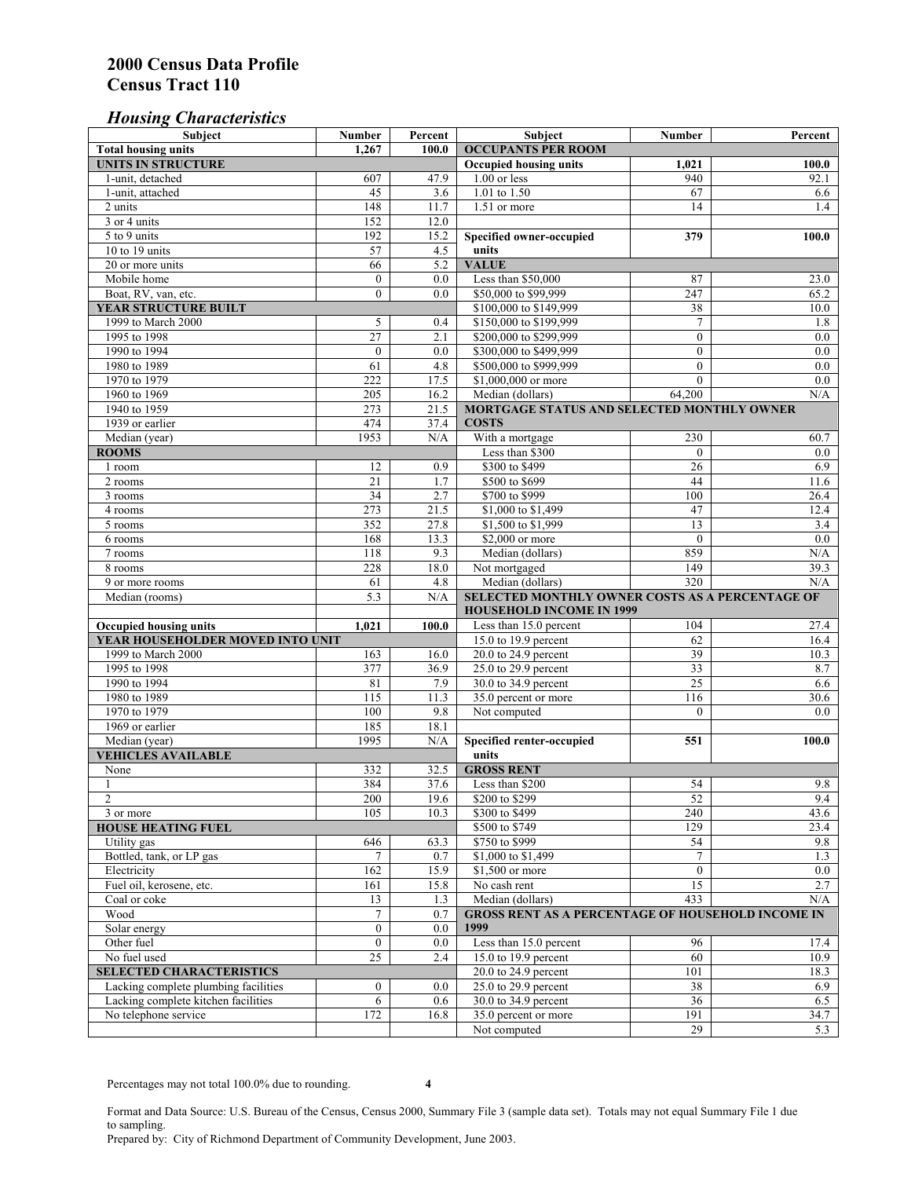# 2000 Census Data Profile
# Census Tract 110

## *Housing Characteristics*

| Subject | Number | Percent | Subject | Number | Percent |
|---|---|---|---|---|---|
| **Total housing units** | **1,267** | **100.0** | **OCCUPANTS PER ROOM** | | |
| **UNITS IN STRUCTURE** | | | **Occupied housing units** | **1,021** | **100.0** |
| 1-unit, detached | 607 | 47.9 | 1.00 or less | 940 | 92.1 |
| 1-unit, attached | 45 | 3.6 | 1.01 to 1.50 | 67 | 6.6 |
| 2 units | 148 | 11.7 | 1.51 or more | 14 | 1.4 |
| 3 or 4 units | 152 | 12.0 | | | |
| 5 to 9 units | 192 | 15.2 | **Specified owner-occupied units** | **379** | **100.0** |
| 10 to 19 units | 57 | 4.5 | | | |
| 20 or more units | 66 | 5.2 | **VALUE** | | |
| Mobile home | 0 | 0.0 | Less than $50,000 | 87 | 23.0 |
| Boat, RV, van, etc. | 0 | 0.0 | $50,000 to $99,999 | 247 | 65.2 |
| **YEAR STRUCTURE BUILT** | | | $100,000 to $149,999 | 38 | 10.0 |
| 1999 to March 2000 | 5 | 0.4 | $150,000 to $199,999 | 7 | 1.8 |
| 1995 to 1998 | 27 | 2.1 | $200,000 to $299,999 | 0 | 0.0 |
| 1990 to 1994 | 0 | 0.0 | $300,000 to $499,999 | 0 | 0.0 |
| 1980 to 1989 | 61 | 4.8 | $500,000 to $999,999 | 0 | 0.0 |
| 1970 to 1979 | 222 | 17.5 | $1,000,000 or more | 0 | 0.0 |
| 1960 to 1969 | 205 | 16.2 | Median (dollars) | 64,200 | N/A |
| 1940 to 1959 | 273 | 21.5 | **MORTGAGE STATUS AND SELECTED MONTHLY OWNER COSTS** | | |
| 1939 or earlier | 474 | 37.4 | | | |
| Median (year) | 1953 | N/A | With a mortgage | 230 | 60.7 |
| **ROOMS** | | | Less than $300 | 0 | 0.0 |
| 1 room | 12 | 0.9 | $300 to $499 | 26 | 6.9 |
| 2 rooms | 21 | 1.7 | $500 to $699 | 44 | 11.6 |
| 3 rooms | 34 | 2.7 | $700 to $999 | 100 | 26.4 |
| 4 rooms | 273 | 21.5 | $1,000 to $1,499 | 47 | 12.4 |
| 5 rooms | 352 | 27.8 | $1,500 to $1,999 | 13 | 3.4 |
| 6 rooms | 168 | 13.3 | $2,000 or more | 0 | 0.0 |
| 7 rooms | 118 | 9.3 | Median (dollars) | 859 | N/A |
| 8 rooms | 228 | 18.0 | Not mortgaged | 149 | 39.3 |
| 9 or more rooms | 61 | 4.8 | Median (dollars) | 320 | N/A |
| Median (rooms) | 5.3 | N/A | **SELECTED MONTHLY OWNER COSTS AS A PERCENTAGE OF HOUSEHOLD INCOME IN 1999** | | |
| **Occupied housing units** | **1,021** | **100.0** | Less than 15.0 percent | 104 | 27.4 |
| **YEAR HOUSEHOLDER MOVED INTO UNIT** | | | 15.0 to 19.9 percent | 62 | 16.4 |
| 1999 to March 2000 | 163 | 16.0 | 20.0 to 24.9 percent | 39 | 10.3 |
| 1995 to 1998 | 377 | 36.9 | 25.0 to 29.9 percent | 33 | 8.7 |
| 1990 to 1994 | 81 | 7.9 | 30.0 to 34.9 percent | 25 | 6.6 |
| 1980 to 1989 | 115 | 11.3 | 35.0 percent or more | 116 | 30.6 |
| 1970 to 1979 | 100 | 9.8 | Not computed | 0 | 0.0 |
| 1969 or earlier | 185 | 18.1 | | | |
| Median (year) | 1995 | N/A | **Specified renter-occupied units** | **551** | **100.0** |
| **VEHICLES AVAILABLE** | | | | | |
| None | 332 | 32.5 | **GROSS RENT** | | |
| 1 | 384 | 37.6 | Less than $200 | 54 | 9.8 |
| 2 | 200 | 19.6 | $200 to $299 | 52 | 9.4 |
| 3 or more | 105 | 10.3 | $300 to $499 | 240 | 43.6 |
| **HOUSE HEATING FUEL** | | | $500 to $749 | 129 | 23.4 |
| Utility gas | 646 | 63.3 | $750 to $999 | 54 | 9.8 |
| Bottled, tank, or LP gas | 7 | 0.7 | $1,000 to $1,499 | 7 | 1.3 |
| Electricity | 162 | 15.9 | $1,500 or more | 0 | 0.0 |
| Fuel oil, kerosene, etc. | 161 | 15.8 | No cash rent | 15 | 2.7 |
| Coal or coke | 13 | 1.3 | Median (dollars) | 433 | N/A |
| Wood | 7 | 0.7 | **GROSS RENT AS A PERCENTAGE OF HOUSEHOLD INCOME IN 1999** | | |
| Solar energy | 0 | 0.0 | | | |
| Other fuel | 0 | 0.0 | Less than 15.0 percent | 96 | 17.4 |
| No fuel used | 25 | 2.4 | 15.0 to 19.9 percent | 60 | 10.9 |
| **SELECTED CHARACTERISTICS** | | | 20.0 to 24.9 percent | 101 | 18.3 |
| Lacking complete plumbing facilities | 0 | 0.0 | 25.0 to 29.9 percent | 38 | 6.9 |
| Lacking complete kitchen facilities | 6 | 0.6 | 30.0 to 34.9 percent | 36 | 6.5 |
| No telephone service | 172 | 16.8 | 35.0 percent or more | 191 | 34.7 |
| | | | Not computed | 29 | 5.3 |

Percentages may not total 100.0% due to rounding.

Format and Data Source: U.S. Bureau of the Census, Census 2000, Summary File 3 (sample data set). Totals may not equal Summary File 1 due to sampling.
Prepared by: City of Richmond Department of Community Development, June 2003.